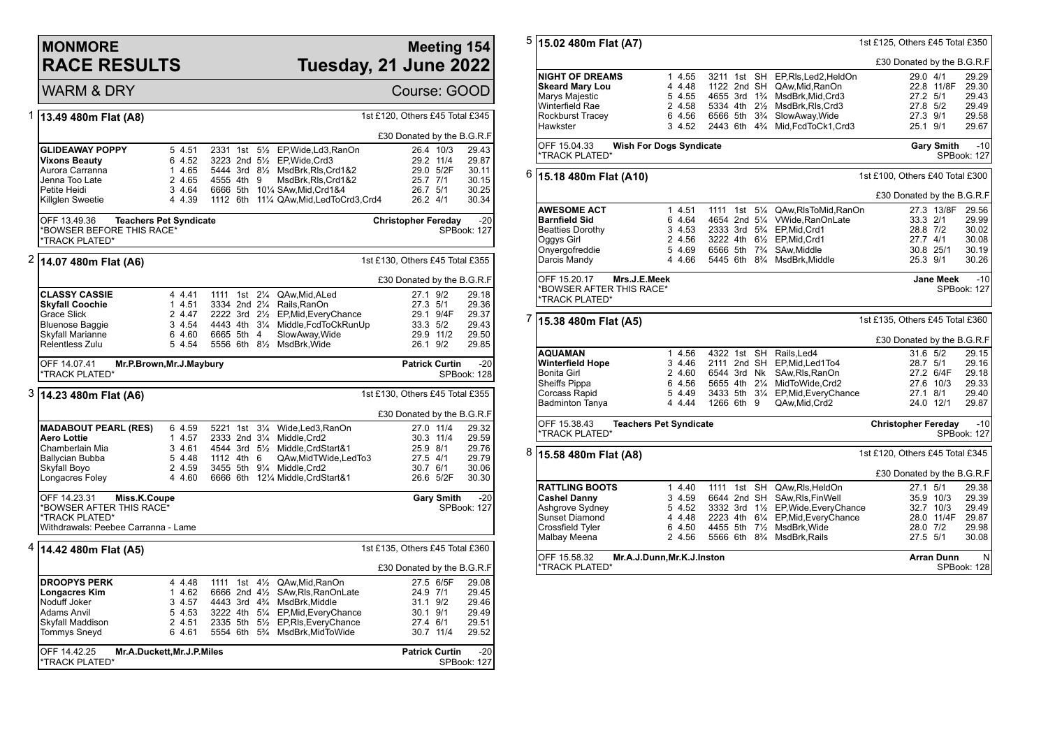# MONMORE RACE RESULTS

## Meeting 154 Tuesday, 21 June 2022

WARM & DRY — Course: GOOD

### 1 13.49 480m Flat (A8)

1st £120, Others £45 Total £345

£30 Donated by the B.G.R.F

| Greyhound | Trap | Sect | Bends | Pos | Dist | Remarks | Wght | SP | Time |
|---|---|---|---|---|---|---|---|---|---|
| **GLIDEAWAY POPPY** | 5 | 4.51 | 2331 | 1st | 5½ | EP,Wide,Ld3,RanOn | 26.4 | 10/3 | 29.43 |
| **Vixons Beauty** | 6 | 4.52 | 3223 | 2nd | 5½ | EP,Wide,Crd3 | 29.2 | 11/4 | 29.87 |
| Aurora Carranna | 1 | 4.65 | 5444 | 3rd | 8½ | MsdBrk,Rls,Crd1&2 | 29.0 | 5/2F | 30.11 |
| Jenna Too Late | 2 | 4.65 | 4555 | 4th | 9 | MsdBrk,Rls,Crd1&2 | 25.7 | 7/1 | 30.15 |
| Petite Heidi | 3 | 4.64 | 6666 | 5th | 10¼ | SAw,Mid,Crd1&4 | 26.7 | 5/1 | 30.25 |
| Killglen Sweetie | 4 | 4.39 | 1112 | 6th | 11¼ | QAw,Mid,LedToCrd3,Crd4 | 26.2 | 4/1 | 30.34 |

OFF 13.49.36 **Teachers Pet Syndicate** — **Christopher Fereday** -20
*BOWSER BEFORE THIS RACE*
*TRACK PLATED* — SPBook: 127

### 2 14.07 480m Flat (A6)

1st £130, Others £45 Total £355

£30 Donated by the B.G.R.F

| Greyhound | Trap | Sect | Bends | Pos | Dist | Remarks | Wght | SP | Time |
|---|---|---|---|---|---|---|---|---|---|
| **CLASSY CASSIE** | 4 | 4.41 | 1111 | 1st | 2¼ | QAw,Mid,ALed | 27.1 | 9/2 | 29.18 |
| **Skyfall Coochie** | 1 | 4.51 | 3334 | 2nd | 2¼ | Rails,RanOn | 27.3 | 5/1 | 29.36 |
| Grace Slick | 2 | 4.47 | 2222 | 3rd | 2½ | EP,Mid,EveryChance | 29.1 | 9/4F | 29.37 |
| Bluenose Baggie | 3 | 4.54 | 4443 | 4th | 3¼ | Middle,FcdToCkRunUp | 33.3 | 5/2 | 29.43 |
| Skyfall Marianne | 6 | 4.60 | 6665 | 5th | 4 | SlowAway,Wide | 29.9 | 11/2 | 29.50 |
| Relentless Zulu | 5 | 4.54 | 5556 | 6th | 8½ | MsdBrk,Wide | 26.1 | 9/2 | 29.85 |

OFF 14.07.41 **Mr.P.Brown,Mr.J.Maybury** — **Patrick Curtin** -20
*TRACK PLATED* — SPBook: 128

### 3 14.23 480m Flat (A6)

1st £130, Others £45 Total £355

£30 Donated by the B.G.R.F

| Greyhound | Trap | Sect | Bends | Pos | Dist | Remarks | Wght | SP | Time |
|---|---|---|---|---|---|---|---|---|---|
| **MADABOUT PEARL (RES)** | 6 | 4.59 | 5221 | 1st | 3¼ | Wide,Led3,RanOn | 27.0 | 11/4 | 29.32 |
| **Aero Lottie** | 1 | 4.57 | 2333 | 2nd | 3¼ | Middle,Crd2 | 30.3 | 11/4 | 29.59 |
| Chamberlain Mia | 3 | 4.61 | 4544 | 3rd | 5½ | Middle,CrdStart&1 | 25.9 | 8/1 | 29.76 |
| Ballycian Bubba | 5 | 4.48 | 1112 | 4th | 6 | QAw,MidTWide,LedTo3 | 27.5 | 4/1 | 29.79 |
| Skyfall Boyo | 2 | 4.59 | 3455 | 5th | 9¼ | Middle,Crd2 | 30.7 | 6/1 | 30.06 |
| Longacres Foley | 4 | 4.60 | 6666 | 6th | 12¼ | Middle,CrdStart&1 | 26.6 | 5/2F | 30.30 |

OFF 14.23.31 **Miss.K.Coupe** — **Gary Smith** -20
*BOWSER AFTER THIS RACE*
*TRACK PLATED* — SPBook: 127
Withdrawals: Peebee Carranna - Lame

### 4 14.42 480m Flat (A5)

1st £135, Others £45 Total £360

£30 Donated by the B.G.R.F

| Greyhound | Trap | Sect | Bends | Pos | Dist | Remarks | Wght | SP | Time |
|---|---|---|---|---|---|---|---|---|---|
| **DROOPYS PERK** | 4 | 4.48 | 1111 | 1st | 4½ | QAw,Mid,RanOn | 27.5 | 6/5F | 29.08 |
| **Longacres Kim** | 1 | 4.62 | 6666 | 2nd | 4½ | SAw,Rls,RanOnLate | 24.9 | 7/1 | 29.45 |
| Noduff Joker | 3 | 4.57 | 4443 | 3rd | 4¾ | MsdBrk,Middle | 31.1 | 9/2 | 29.46 |
| Adams Anvil | 5 | 4.53 | 3222 | 4th | 5¼ | EP,Mid,EveryChance | 30.1 | 9/1 | 29.49 |
| Skyfall Maddison | 2 | 4.51 | 2335 | 5th | 5½ | EP,Rls,EveryChance | 27.4 | 6/1 | 29.51 |
| Tommys Sneyd | 6 | 4.61 | 5554 | 6th | 5¾ | MsdBrk,MidToWide | 30.7 | 11/4 | 29.52 |

OFF 14.42.25 **Mr.A.Duckett,Mr.J.P.Miles** — **Patrick Curtin** -20
*TRACK PLATED* — SPBook: 127

### 5 15.02 480m Flat (A7)

1st £125, Others £45 Total £350

£30 Donated by the B.G.R.F

| Greyhound | Trap | Sect | Bends | Pos | Dist | Remarks | Wght | SP | Time |
|---|---|---|---|---|---|---|---|---|---|
| **NIGHT OF DREAMS** | 1 | 4.55 | 3211 | 1st | SH | EP,Rls,Led2,HeldOn | 29.0 | 4/1 | 29.29 |
| **Skeard Mary Lou** | 4 | 4.48 | 1122 | 2nd | SH | QAw,Mid,RanOn | 22.8 | 11/8F | 29.30 |
| Marys Majestic | 5 | 4.55 | 4655 | 3rd | 1¾ | MsdBrk,Mid,Crd3 | 27.2 | 5/1 | 29.43 |
| Winterfield Rae | 2 | 4.58 | 5334 | 4th | 2½ | MsdBrk,Rls,Crd3 | 27.8 | 5/2 | 29.49 |
| Rockburst Tracey | 6 | 4.56 | 6566 | 5th | 3¾ | SlowAway,Wide | 27.3 | 9/1 | 29.58 |
| Hawkster | 3 | 4.52 | 2443 | 6th | 4¾ | Mid,FcdToCk1,Crd3 | 25.1 | 9/1 | 29.67 |

OFF 15.04.33 **Wish For Dogs Syndicate** — **Gary Smith** -10
*TRACK PLATED* — SPBook: 127

### 6 15.18 480m Flat (A10)

1st £100, Others £40 Total £300

£30 Donated by the B.G.R.F

| Greyhound | Trap | Sect | Bends | Pos | Dist | Remarks | Wght | SP | Time |
|---|---|---|---|---|---|---|---|---|---|
| **AWESOME ACT** | 1 | 4.51 | 1111 | 1st | 5¼ | QAw,RlsToMid,RanOn | 27.3 | 13/8F | 29.56 |
| **Barnfield Sid** | 6 | 4.64 | 4654 | 2nd | 5¼ | VWide,RanOnLate | 33.3 | 2/1 | 29.99 |
| Beatties Dorothy | 3 | 4.53 | 2333 | 3rd | 5¾ | EP,Mid,Crd1 | 28.8 | 7/2 | 30.02 |
| Oggys Girl | 2 | 4.56 | 3222 | 4th | 6½ | EP,Mid,Crd1 | 27.7 | 4/1 | 30.08 |
| Onyergofreddie | 5 | 4.69 | 6566 | 5th | 7¾ | SAw,Middle | 30.8 | 25/1 | 30.19 |
| Darcis Mandy | 4 | 4.66 | 5445 | 6th | 8¾ | MsdBrk,Middle | 25.3 | 9/1 | 30.26 |

OFF 15.20.17 **Mrs.J.E.Meek** — **Jane Meek** -10
*BOWSER AFTER THIS RACE*
*TRACK PLATED* — SPBook: 127

### 7 15.38 480m Flat (A5)

1st £135, Others £45 Total £360

£30 Donated by the B.G.R.F

| Greyhound | Trap | Sect | Bends | Pos | Dist | Remarks | Wght | SP | Time |
|---|---|---|---|---|---|---|---|---|---|
| **AQUAMAN** | 1 | 4.56 | 4322 | 1st | SH | Rails,Led4 | 31.6 | 5/2 | 29.15 |
| **Winterfield Hope** | 3 | 4.46 | 2111 | 2nd | SH | EP,Mid,Led1To4 | 28.7 | 5/1 | 29.16 |
| Bonita Girl | 2 | 4.60 | 6544 | 3rd | Nk | SAw,Rls,RanOn | 27.2 | 6/4F | 29.18 |
| Sheiffs Pippa | 6 | 4.56 | 5655 | 4th | 2¼ | MidToWide,Crd2 | 27.6 | 10/3 | 29.33 |
| Corcass Rapid | 5 | 4.49 | 3433 | 5th | 3¼ | EP,Mid,EveryChance | 27.1 | 8/1 | 29.40 |
| Badminton Tanya | 4 | 4.44 | 1266 | 6th | 9 | QAw,Mid,Crd2 | 24.0 | 12/1 | 29.87 |

OFF 15.38.43 **Teachers Pet Syndicate** — **Christopher Fereday** -10
*TRACK PLATED* — SPBook: 127

### 8 15.58 480m Flat (A8)

1st £120, Others £45 Total £345

£30 Donated by the B.G.R.F

| Greyhound | Trap | Sect | Bends | Pos | Dist | Remarks | Wght | SP | Time |
|---|---|---|---|---|---|---|---|---|---|
| **RATTLING BOOTS** | 1 | 4.40 | 1111 | 1st | SH | QAw,Rls,HeldOn | 27.1 | 5/1 | 29.38 |
| **Cashel Danny** | 3 | 4.59 | 6644 | 2nd | SH | SAw,Rls,FinWell | 35.9 | 10/3 | 29.39 |
| Ashgrove Sydney | 5 | 4.52 | 3332 | 3rd | 1½ | EP,Wide,EveryChance | 32.7 | 10/3 | 29.49 |
| Sunset Diamond | 4 | 4.48 | 2223 | 4th | 6¼ | EP,Mid,EveryChance | 28.0 | 11/4F | 29.87 |
| Crossfield Tyler | 6 | 4.50 | 4455 | 5th | 7½ | MsdBrk,Wide | 28.0 | 7/2 | 29.98 |
| Malbay Meena | 2 | 4.56 | 5566 | 6th | 8¾ | MsdBrk,Rails | 27.5 | 5/1 | 30.08 |

OFF 15.58.32 **Mr.A.J.Dunn,Mr.K.J.Inston** — **Arran Dunn** N
*TRACK PLATED* — SPBook: 128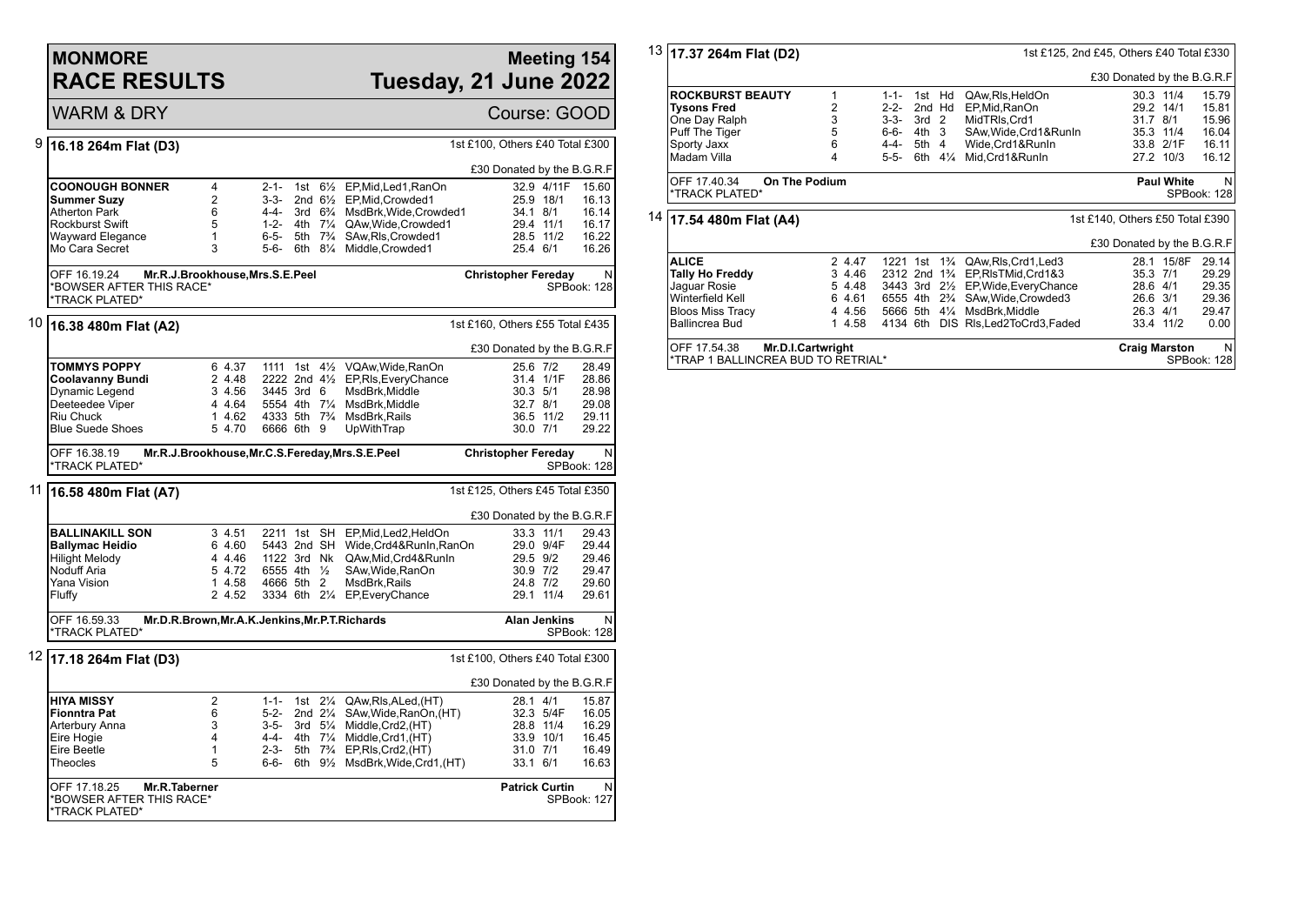# MONMORE RACE RESULTS

## Meeting 154 Tuesday, 21 June 2022

WARM & DRY — Course: GOOD

### 9 16.18 264m Flat (D3)

1st £100, Others £40 Total £300

£30 Donated by the B.G.R.F

| | | | | | | | | | |
|---|---|---|---|---|---|---|---|---|---|
| COONOUGH BONNER | 4 | | 2-1- | 1st | 6½ | EP,Mid,Led1,RanOn | 32.9 | 4/11F | 15.60 |
| Summer Suzy | 2 | | 3-3- | 2nd | 6½ | EP,Mid,Crowded1 | 25.9 | 18/1 | 16.13 |
| Atherton Park | 6 | | 4-4- | 3rd | 6¾ | MsdBrk,Wide,Crowded1 | 34.1 | 8/1 | 16.14 |
| Rockburst Swift | 5 | | 1-2- | 4th | 7¼ | QAw,Wide,Crowded1 | 29.4 | 11/1 | 16.17 |
| Wayward Elegance | 1 | | 6-5- | 5th | 7¾ | SAw,Rls,Crowded1 | 28.5 | 11/2 | 16.22 |
| Mo Cara Secret | 3 | | 5-6- | 6th | 8¼ | Middle,Crowded1 | 25.4 | 6/1 | 16.26 |

OFF 16.19.24 Mr.R.J.Brookhouse,Mrs.S.E.Peel — Christopher Fereday N
*BOWSER AFTER THIS RACE*
*TRACK PLATED* — SPBook: 128

### 10 16.38 480m Flat (A2)

1st £160, Others £55 Total £435

£30 Donated by the B.G.R.F

| | | | | | | | | | |
|---|---|---|---|---|---|---|---|---|---|
| TOMMYS POPPY | 6 | 4.37 | 1111 | 1st | 4½ | VQAw,Wide,RanOn | 25.6 | 7/2 | 28.49 |
| Coolavanny Bundi | 2 | 4.48 | 2222 | 2nd | 4½ | EP,Rls,EveryChance | 31.4 | 1/1F | 28.86 |
| Dynamic Legend | 3 | 4.56 | 3445 | 3rd | 6 | MsdBrk,Middle | 30.3 | 5/1 | 28.98 |
| Deeteedee Viper | 4 | 4.64 | 5554 | 4th | 7¼ | MsdBrk,Middle | 32.7 | 8/1 | 29.08 |
| Riu Chuck | 1 | 4.62 | 4333 | 5th | 7¾ | MsdBrk,Rails | 36.5 | 11/2 | 29.11 |
| Blue Suede Shoes | 5 | 4.70 | 6666 | 6th | 9 | UpWithTrap | 30.0 | 7/1 | 29.22 |

OFF 16.38.19 Mr.R.J.Brookhouse,Mr.C.S.Fereday,Mrs.S.E.Peel — Christopher Fereday N
*TRACK PLATED* — SPBook: 128

### 11 16.58 480m Flat (A7)

1st £125, Others £45 Total £350

£30 Donated by the B.G.R.F

| | | | | | | | | | |
|---|---|---|---|---|---|---|---|---|---|
| BALLINAKILL SON | 3 | 4.51 | 2211 | 1st | SH | EP,Mid,Led2,HeldOn | 33.3 | 11/1 | 29.43 |
| Ballymac Heidio | 6 | 4.60 | 5443 | 2nd | SH | Wide,Crd4&RunIn,RanOn | 29.0 | 9/4F | 29.44 |
| Hilight Melody | 4 | 4.46 | 1122 | 3rd | Nk | QAw,Mid,Crd4&RunIn | 29.5 | 9/2 | 29.46 |
| Noduff Aria | 5 | 4.72 | 6555 | 4th | ½ | SAw,Wide,RanOn | 30.9 | 7/2 | 29.47 |
| Yana Vision | 1 | 4.58 | 4666 | 5th | 2 | MsdBrk,Rails | 24.8 | 7/2 | 29.60 |
| Fluffy | 2 | 4.52 | 3334 | 6th | 2¼ | EP,EveryChance | 29.1 | 11/4 | 29.61 |

OFF 16.59.33 Mr.D.R.Brown,Mr.A.K.Jenkins,Mr.P.T.Richards — Alan Jenkins N
*TRACK PLATED* — SPBook: 128

### 12 17.18 264m Flat (D3)

1st £100, Others £40 Total £300

£30 Donated by the B.G.R.F

| | | | | | | | | | |
|---|---|---|---|---|---|---|---|---|---|
| HIYA MISSY | 2 | | 1-1- | 1st | 2¼ | QAw,Rls,ALed,(HT) | 28.1 | 4/1 | 15.87 |
| Fionntra Pat | 6 | | 5-2- | 2nd | 2¼ | SAw,Wide,RanOn,(HT) | 32.3 | 5/4F | 16.05 |
| Arterbury Anna | 3 | | 3-5- | 3rd | 5¼ | Middle,Crd2,(HT) | 28.8 | 11/4 | 16.29 |
| Eire Hogie | 4 | | 4-4- | 4th | 7¼ | Middle,Crd1,(HT) | 33.9 | 10/1 | 16.45 |
| Eire Beetle | 1 | | 2-3- | 5th | 7¾ | EP,Rls,Crd2,(HT) | 31.0 | 7/1 | 16.49 |
| Theocles | 5 | | 6-6- | 6th | 9½ | MsdBrk,Wide,Crd1,(HT) | 33.1 | 6/1 | 16.63 |

OFF 17.18.25 Mr.R.Taberner — Patrick Curtin N
*BOWSER AFTER THIS RACE*
*TRACK PLATED* — SPBook: 127

### 13 17.37 264m Flat (D2)

1st £125, 2nd £45, Others £40 Total £330

£30 Donated by the B.G.R.F

| | | | | | | | | | |
|---|---|---|---|---|---|---|---|---|---|
| ROCKBURST BEAUTY | 1 | | 1-1- | 1st | Hd | QAw,Rls,HeldOn | 30.3 | 11/4 | 15.79 |
| Tysons Fred | 2 | | 2-2- | 2nd | Hd | EP,Mid,RanOn | 29.2 | 14/1 | 15.81 |
| One Day Ralph | 3 | | 3-3- | 3rd | 2 | MidTRls,Crd1 | 31.7 | 8/1 | 15.96 |
| Puff The Tiger | 5 | | 6-6- | 4th | 3 | SAw,Wide,Crd1&RunIn | 35.3 | 11/4 | 16.04 |
| Sporty Jaxx | 6 | | 4-4- | 5th | 4 | Wide,Crd1&RunIn | 33.8 | 2/1F | 16.11 |
| Madam Villa | 4 | | 5-5- | 6th | 4¼ | Mid,Crd1&RunIn | 27.2 | 10/3 | 16.12 |

OFF 17.40.34 On The Podium — Paul White N
*TRACK PLATED* — SPBook: 128

### 14 17.54 480m Flat (A4)

1st £140, Others £50 Total £390

£30 Donated by the B.G.R.F

| | | | | | | | | | |
|---|---|---|---|---|---|---|---|---|---|
| ALICE | 2 | 4.47 | 1221 | 1st | 1¾ | QAw,Rls,Crd1,Led3 | 28.1 | 15/8F | 29.14 |
| Tally Ho Freddy | 3 | 4.46 | 2312 | 2nd | 1¾ | EP,RlsTMid,Crd1&3 | 35.3 | 7/1 | 29.29 |
| Jaguar Rosie | 5 | 4.48 | 3443 | 3rd | 2½ | EP,Wide,EveryChance | 28.6 | 4/1 | 29.35 |
| Winterfield Kell | 6 | 4.61 | 6555 | 4th | 2¾ | SAw,Wide,Crowded3 | 26.6 | 3/1 | 29.36 |
| Bloos Miss Tracy | 4 | 4.56 | 5666 | 5th | 4¼ | MsdBrk,Middle | 26.3 | 4/1 | 29.47 |
| Ballincrea Bud | 1 | 4.58 | 4134 | 6th | DIS | Rls,Led2ToCrd3,Faded | 33.4 | 11/2 | 0.00 |

OFF 17.54.38 Mr.D.I.Cartwright — Craig Marston N
*TRAP 1 BALLINCREA BUD TO RETRIAL* — SPBook: 128